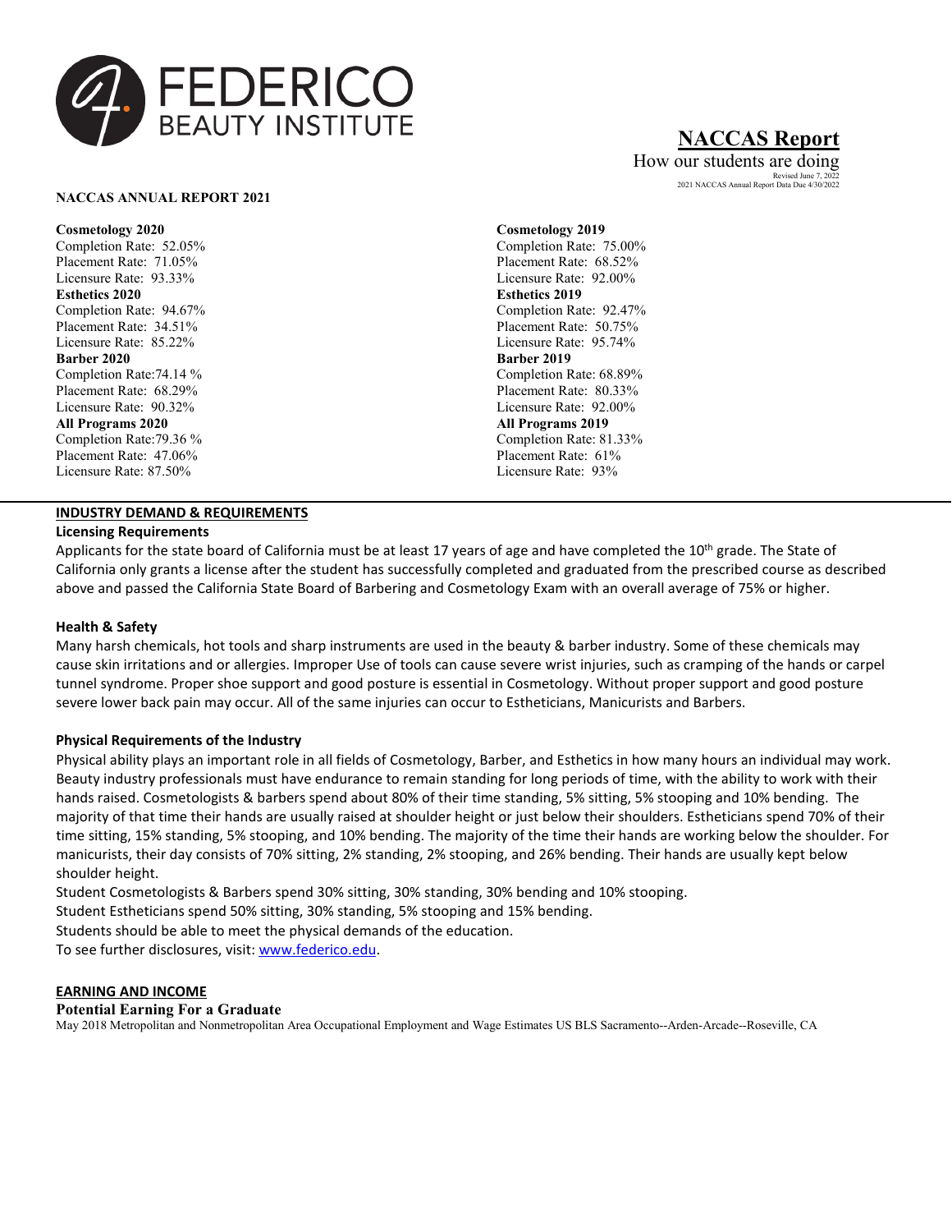FEDERICO BEAUTY INSTITUTE

# NACCAS Report

How our students are doing

Revised June 7, 2022
2021 NACCAS Annual Report Data Due 4/30/2022

**NACCAS ANNUAL REPORT 2021**

**Cosmetology 2020**
Completion Rate: 52.05%
Placement Rate: 71.05%
Licensure Rate: 93.33%

**Esthetics 2020**
Completion Rate: 94.67%
Placement Rate: 34.51%
Licensure Rate: 85.22%

**Barber 2020**
Completion Rate:74.14 %
Placement Rate: 68.29%
Licensure Rate: 90.32%

**All Programs 2020**
Completion Rate:79.36 %
Placement Rate: 47.06%
Licensure Rate: 87.50%

**Cosmetology 2019**
Completion Rate: 75.00%
Placement Rate: 68.52%
Licensure Rate: 92.00%

**Esthetics 2019**
Completion Rate: 92.47%
Placement Rate: 50.75%
Licensure Rate: 95.74%

**Barber 2019**
Completion Rate: 68.89%
Placement Rate: 80.33%
Licensure Rate: 92.00%

**All Programs 2019**
Completion Rate: 81.33%
Placement Rate: 61%
Licensure Rate: 93%

## INDUSTRY DEMAND & REQUIREMENTS

### Licensing Requirements

Applicants for the state board of California must be at least 17 years of age and have completed the 10th grade. The State of California only grants a license after the student has successfully completed and graduated from the prescribed course as described above and passed the California State Board of Barbering and Cosmetology Exam with an overall average of 75% or higher.

### Health & Safety

Many harsh chemicals, hot tools and sharp instruments are used in the beauty & barber industry. Some of these chemicals may cause skin irritations and or allergies. Improper Use of tools can cause severe wrist injuries, such as cramping of the hands or carpel tunnel syndrome. Proper shoe support and good posture is essential in Cosmetology. Without proper support and good posture severe lower back pain may occur. All of the same injuries can occur to Estheticians, Manicurists and Barbers.

### Physical Requirements of the Industry

Physical ability plays an important role in all fields of Cosmetology, Barber, and Esthetics in how many hours an individual may work. Beauty industry professionals must have endurance to remain standing for long periods of time, with the ability to work with their hands raised. Cosmetologists & barbers spend about 80% of their time standing, 5% sitting, 5% stooping and 10% bending. The majority of that time their hands are usually raised at shoulder height or just below their shoulders. Estheticians spend 70% of their time sitting, 15% standing, 5% stooping, and 10% bending. The majority of the time their hands are working below the shoulder. For manicurists, their day consists of 70% sitting, 2% standing, 2% stooping, and 26% bending. Their hands are usually kept below shoulder height.

Student Cosmetologists & Barbers spend 30% sitting, 30% standing, 30% bending and 10% stooping.
Student Estheticians spend 50% sitting, 30% standing, 5% stooping and 15% bending.
Students should be able to meet the physical demands of the education.
To see further disclosures, visit: www.federico.edu.

## EARNING AND INCOME

### Potential Earning For a Graduate

May 2018 Metropolitan and Nonmetropolitan Area Occupational Employment and Wage Estimates US BLS Sacramento--Arden-Arcade--Roseville, CA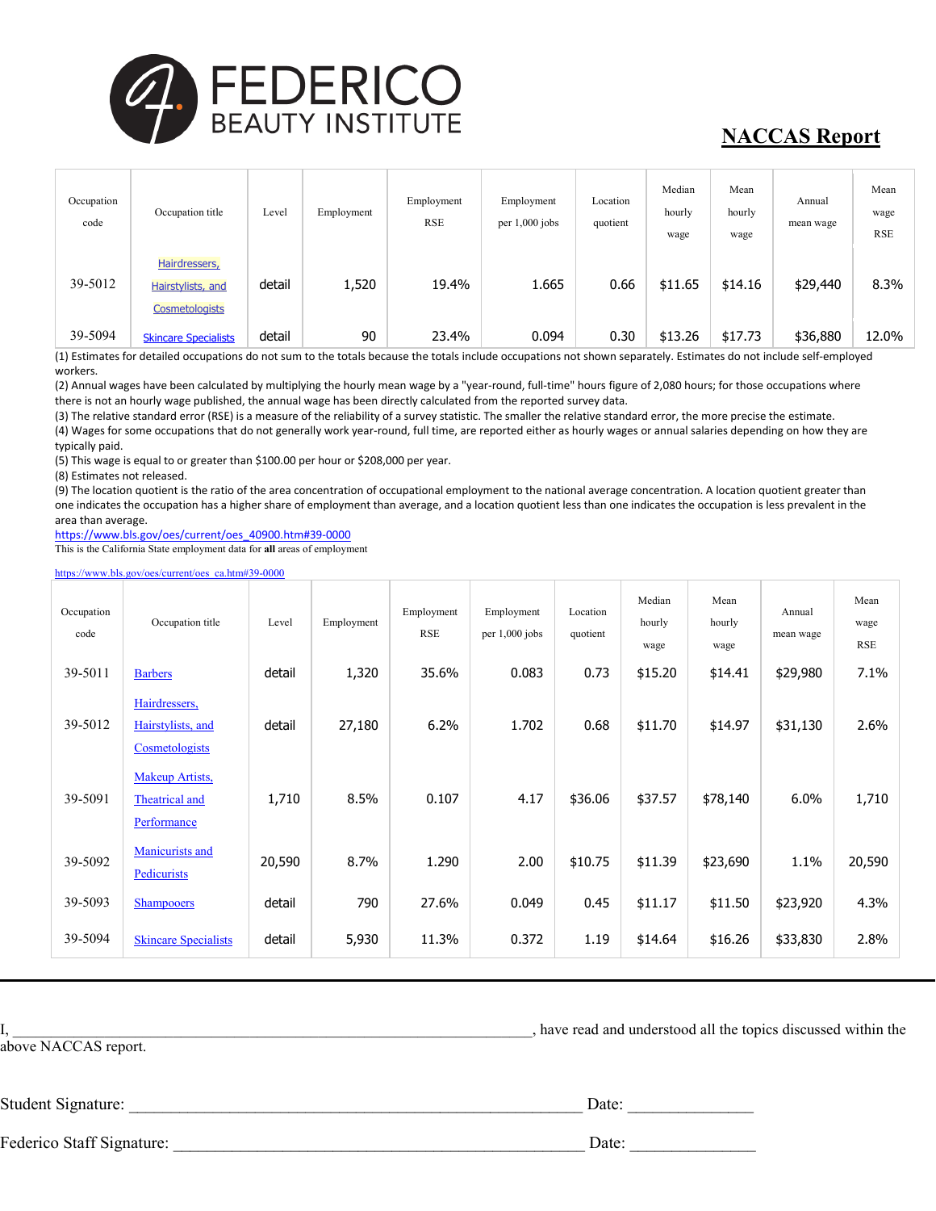# FEDERICO BEAUTY INSTITUTE

## NACCAS Report

| Occupation code | Occupation title | Level | Employment | Employment RSE | Employment per 1,000 jobs | Location quotient | Median hourly wage | Mean hourly wage | Annual mean wage | Mean wage RSE |
|---|---|---|---|---|---|---|---|---|---|---|
| 39-5012 | Hairdressers, Hairstylists, and Cosmetologists | detail | 1,520 | 19.4% | 1.665 | 0.66 | $11.65 | $14.16 | $29,440 | 8.3% |
| 39-5094 | Skincare Specialists | detail | 90 | 23.4% | 0.094 | 0.30 | $13.26 | $17.73 | $36,880 | 12.0% |

(1) Estimates for detailed occupations do not sum to the totals because the totals include occupations not shown separately. Estimates do not include self-employed workers.
(2) Annual wages have been calculated by multiplying the hourly mean wage by a "year-round, full-time" hours figure of 2,080 hours; for those occupations where there is not an hourly wage published, the annual wage has been directly calculated from the reported survey data.
(3) The relative standard error (RSE) is a measure of the reliability of a survey statistic. The smaller the relative standard error, the more precise the estimate.
(4) Wages for some occupations that do not generally work year-round, full time, are reported either as hourly wages or annual salaries depending on how they are typically paid.
(5) This wage is equal to or greater than $100.00 per hour or $208,000 per year.
(8) Estimates not released.
(9) The location quotient is the ratio of the area concentration of occupational employment to the national average concentration. A location quotient greater than one indicates the occupation has a higher share of employment than average, and a location quotient less than one indicates the occupation is less prevalent in the area than average.

https://www.bls.gov/oes/current/oes_40900.htm#39-0000

This is the California State employment data for **all** areas of employment

https://www.bls.gov/oes/current/oes_ca.htm#39-0000

| Occupation code | Occupation title | Level | Employment | Employment RSE | Employment per 1,000 jobs | Location quotient | Median hourly wage | Mean hourly wage | Annual mean wage | Mean wage RSE |
|---|---|---|---|---|---|---|---|---|---|---|
| 39-5011 | Barbers | detail | 1,320 | 35.6% | 0.083 | 0.73 | $15.20 | $14.41 | $29,980 | 7.1% |
| 39-5012 | Hairdressers, Hairstylists, and Cosmetologists | detail | 27,180 | 6.2% | 1.702 | 0.68 | $11.70 | $14.97 | $31,130 | 2.6% |
| 39-5091 | Makeup Artists, Theatrical and Performance | 1,710 | 8.5% | 0.107 | 4.17 | $36.06 | $37.57 | $78,140 | 6.0% | 1,710 |
| 39-5092 | Manicurists and Pedicurists | 20,590 | 8.7% | 1.290 | 2.00 | $10.75 | $11.39 | $23,690 | 1.1% | 20,590 |
| 39-5093 | Shampooers | detail | 790 | 27.6% | 0.049 | 0.45 | $11.17 | $11.50 | $23,920 | 4.3% |
| 39-5094 | Skincare Specialists | detail | 5,930 | 11.3% | 0.372 | 1.19 | $14.64 | $16.26 | $33,830 | 2.8% |

I, ____________________________________________________________, have read and understood all the topics discussed within the above NACCAS report.

Student Signature: ___________________________________________________ Date: _______________

Federico Staff Signature: ______________________________________________ Date: _______________